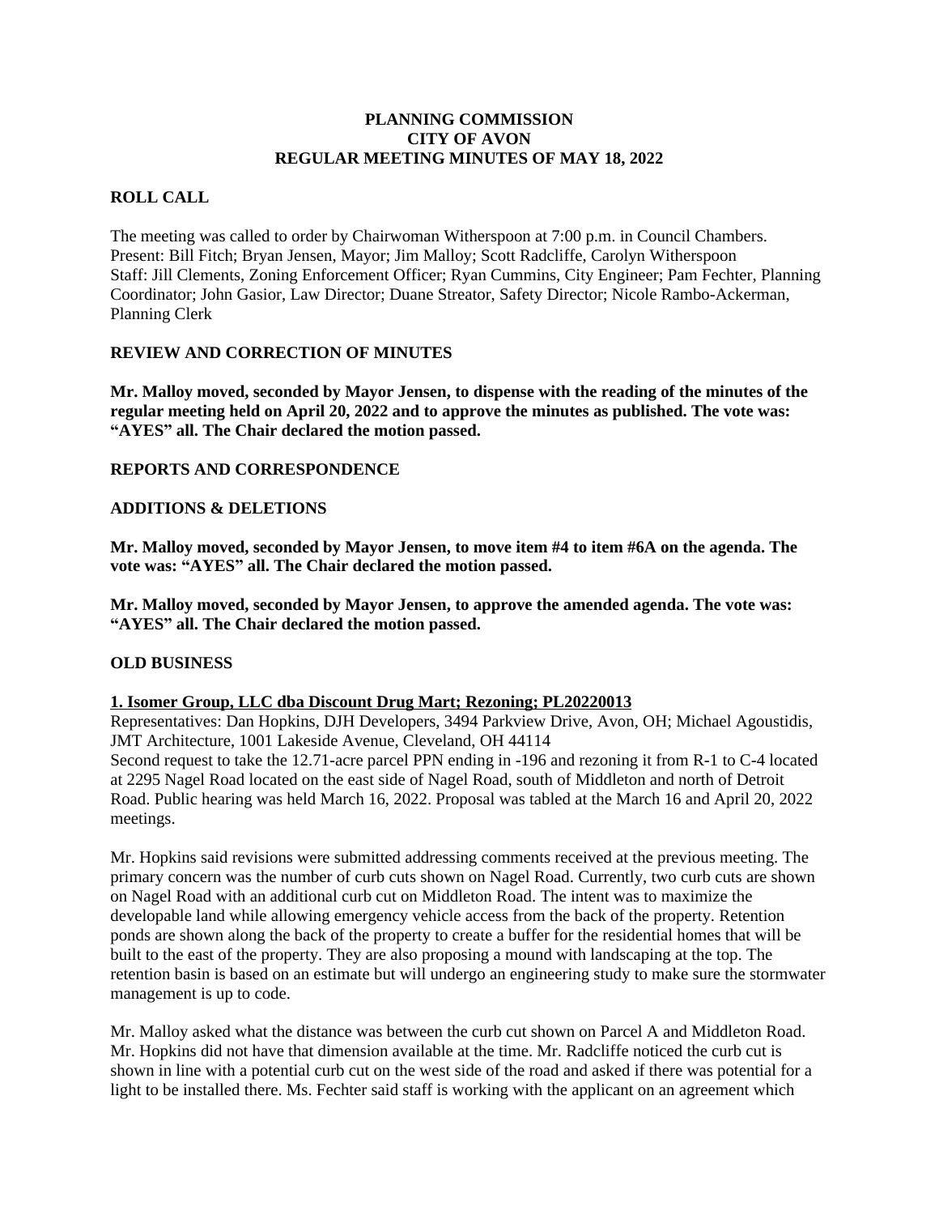**PLANNING COMMISSION**
**CITY OF AVON**
**REGULAR MEETING MINUTES OF MAY 18, 2022**

## ROLL CALL

The meeting was called to order by Chairwoman Witherspoon at 7:00 p.m. in Council Chambers.
Present: Bill Fitch; Bryan Jensen, Mayor; Jim Malloy; Scott Radcliffe, Carolyn Witherspoon
Staff: Jill Clements, Zoning Enforcement Officer; Ryan Cummins, City Engineer; Pam Fechter, Planning Coordinator; John Gasior, Law Director; Duane Streator, Safety Director; Nicole Rambo-Ackerman, Planning Clerk

## REVIEW AND CORRECTION OF MINUTES

**Mr. Malloy moved, seconded by Mayor Jensen, to dispense with the reading of the minutes of the regular meeting held on April 20, 2022 and to approve the minutes as published. The vote was: "AYES" all. The Chair declared the motion passed.**

## REPORTS AND CORRESPONDENCE

## ADDITIONS & DELETIONS

**Mr. Malloy moved, seconded by Mayor Jensen, to move item #4 to item #6A on the agenda. The vote was: "AYES" all. The Chair declared the motion passed.**

**Mr. Malloy moved, seconded by Mayor Jensen, to approve the amended agenda. The vote was: "AYES" all. The Chair declared the motion passed.**

## OLD BUSINESS

**1. Isomer Group, LLC dba Discount Drug Mart; Rezoning; PL20220013**

Representatives: Dan Hopkins, DJH Developers, 3494 Parkview Drive, Avon, OH; Michael Agoustidis, JMT Architecture, 1001 Lakeside Avenue, Cleveland, OH 44114
Second request to take the 12.71-acre parcel PPN ending in -196 and rezoning it from R-1 to C-4 located at 2295 Nagel Road located on the east side of Nagel Road, south of Middleton and north of Detroit Road. Public hearing was held March 16, 2022. Proposal was tabled at the March 16 and April 20, 2022 meetings.

Mr. Hopkins said revisions were submitted addressing comments received at the previous meeting. The primary concern was the number of curb cuts shown on Nagel Road. Currently, two curb cuts are shown on Nagel Road with an additional curb cut on Middleton Road. The intent was to maximize the developable land while allowing emergency vehicle access from the back of the property. Retention ponds are shown along the back of the property to create a buffer for the residential homes that will be built to the east of the property. They are also proposing a mound with landscaping at the top. The retention basin is based on an estimate but will undergo an engineering study to make sure the stormwater management is up to code.

Mr. Malloy asked what the distance was between the curb cut shown on Parcel A and Middleton Road. Mr. Hopkins did not have that dimension available at the time. Mr. Radcliffe noticed the curb cut is shown in line with a potential curb cut on the west side of the road and asked if there was potential for a light to be installed there. Ms. Fechter said staff is working with the applicant on an agreement which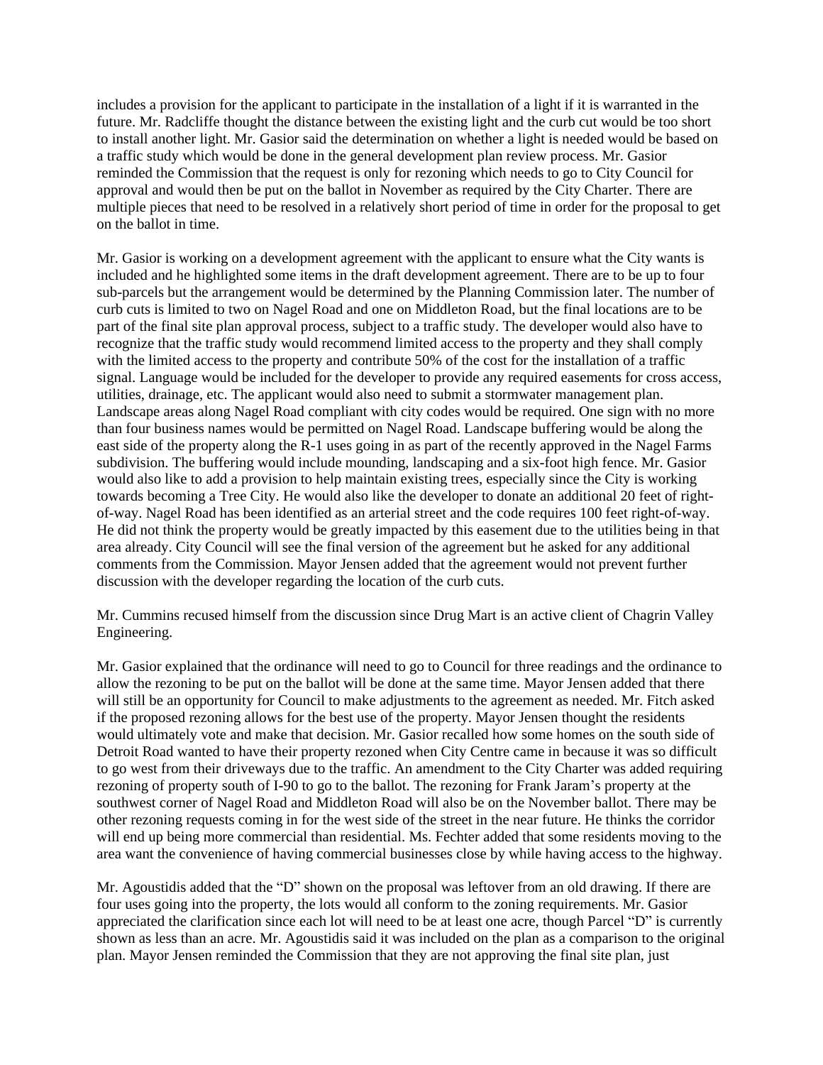includes a provision for the applicant to participate in the installation of a light if it is warranted in the future. Mr. Radcliffe thought the distance between the existing light and the curb cut would be too short to install another light. Mr. Gasior said the determination on whether a light is needed would be based on a traffic study which would be done in the general development plan review process. Mr. Gasior reminded the Commission that the request is only for rezoning which needs to go to City Council for approval and would then be put on the ballot in November as required by the City Charter. There are multiple pieces that need to be resolved in a relatively short period of time in order for the proposal to get on the ballot in time.

Mr. Gasior is working on a development agreement with the applicant to ensure what the City wants is included and he highlighted some items in the draft development agreement. There are to be up to four sub-parcels but the arrangement would be determined by the Planning Commission later. The number of curb cuts is limited to two on Nagel Road and one on Middleton Road, but the final locations are to be part of the final site plan approval process, subject to a traffic study. The developer would also have to recognize that the traffic study would recommend limited access to the property and they shall comply with the limited access to the property and contribute 50% of the cost for the installation of a traffic signal. Language would be included for the developer to provide any required easements for cross access, utilities, drainage, etc. The applicant would also need to submit a stormwater management plan. Landscape areas along Nagel Road compliant with city codes would be required. One sign with no more than four business names would be permitted on Nagel Road. Landscape buffering would be along the east side of the property along the R-1 uses going in as part of the recently approved in the Nagel Farms subdivision. The buffering would include mounding, landscaping and a six-foot high fence. Mr. Gasior would also like to add a provision to help maintain existing trees, especially since the City is working towards becoming a Tree City. He would also like the developer to donate an additional 20 feet of right-of-way. Nagel Road has been identified as an arterial street and the code requires 100 feet right-of-way. He did not think the property would be greatly impacted by this easement due to the utilities being in that area already. City Council will see the final version of the agreement but he asked for any additional comments from the Commission. Mayor Jensen added that the agreement would not prevent further discussion with the developer regarding the location of the curb cuts.

Mr. Cummins recused himself from the discussion since Drug Mart is an active client of Chagrin Valley Engineering.

Mr. Gasior explained that the ordinance will need to go to Council for three readings and the ordinance to allow the rezoning to be put on the ballot will be done at the same time. Mayor Jensen added that there will still be an opportunity for Council to make adjustments to the agreement as needed. Mr. Fitch asked if the proposed rezoning allows for the best use of the property. Mayor Jensen thought the residents would ultimately vote and make that decision. Mr. Gasior recalled how some homes on the south side of Detroit Road wanted to have their property rezoned when City Centre came in because it was so difficult to go west from their driveways due to the traffic. An amendment to the City Charter was added requiring rezoning of property south of I-90 to go to the ballot. The rezoning for Frank Jaram's property at the southwest corner of Nagel Road and Middleton Road will also be on the November ballot. There may be other rezoning requests coming in for the west side of the street in the near future. He thinks the corridor will end up being more commercial than residential. Ms. Fechter added that some residents moving to the area want the convenience of having commercial businesses close by while having access to the highway.

Mr. Agoustidis added that the "D" shown on the proposal was leftover from an old drawing. If there are four uses going into the property, the lots would all conform to the zoning requirements. Mr. Gasior appreciated the clarification since each lot will need to be at least one acre, though Parcel "D" is currently shown as less than an acre. Mr. Agoustidis said it was included on the plan as a comparison to the original plan. Mayor Jensen reminded the Commission that they are not approving the final site plan, just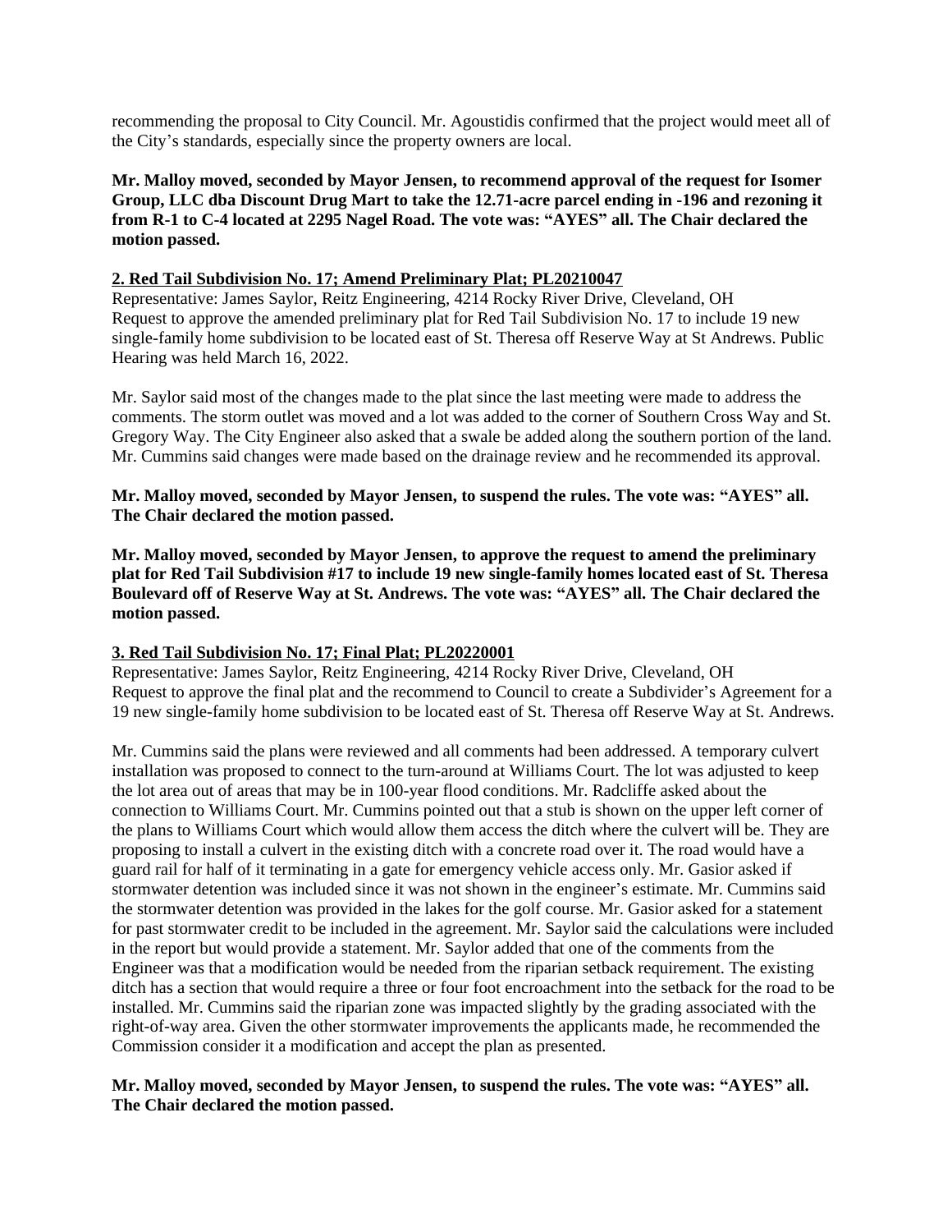recommending the proposal to City Council. Mr. Agoustidis confirmed that the project would meet all of the City's standards, especially since the property owners are local.

**Mr. Malloy moved, seconded by Mayor Jensen, to recommend approval of the request for Isomer Group, LLC dba Discount Drug Mart to take the 12.71-acre parcel ending in -196 and rezoning it from R-1 to C-4 located at 2295 Nagel Road. The vote was: "AYES" all. The Chair declared the motion passed.**

**2. Red Tail Subdivision No. 17; Amend Preliminary Plat; PL20210047**

Representative: James Saylor, Reitz Engineering, 4214 Rocky River Drive, Cleveland, OH
Request to approve the amended preliminary plat for Red Tail Subdivision No. 17 to include 19 new single-family home subdivision to be located east of St. Theresa off Reserve Way at St Andrews. Public Hearing was held March 16, 2022.

Mr. Saylor said most of the changes made to the plat since the last meeting were made to address the comments. The storm outlet was moved and a lot was added to the corner of Southern Cross Way and St. Gregory Way. The City Engineer also asked that a swale be added along the southern portion of the land. Mr. Cummins said changes were made based on the drainage review and he recommended its approval.

**Mr. Malloy moved, seconded by Mayor Jensen, to suspend the rules. The vote was: "AYES" all. The Chair declared the motion passed.**

**Mr. Malloy moved, seconded by Mayor Jensen, to approve the request to amend the preliminary plat for Red Tail Subdivision #17 to include 19 new single-family homes located east of St. Theresa Boulevard off of Reserve Way at St. Andrews. The vote was: "AYES" all. The Chair declared the motion passed.**

**3. Red Tail Subdivision No. 17; Final Plat; PL20220001**

Representative: James Saylor, Reitz Engineering, 4214 Rocky River Drive, Cleveland, OH
Request to approve the final plat and the recommend to Council to create a Subdivider's Agreement for a 19 new single-family home subdivision to be located east of St. Theresa off Reserve Way at St. Andrews.

Mr. Cummins said the plans were reviewed and all comments had been addressed. A temporary culvert installation was proposed to connect to the turn-around at Williams Court. The lot was adjusted to keep the lot area out of areas that may be in 100-year flood conditions. Mr. Radcliffe asked about the connection to Williams Court. Mr. Cummins pointed out that a stub is shown on the upper left corner of the plans to Williams Court which would allow them access the ditch where the culvert will be. They are proposing to install a culvert in the existing ditch with a concrete road over it. The road would have a guard rail for half of it terminating in a gate for emergency vehicle access only. Mr. Gasior asked if stormwater detention was included since it was not shown in the engineer's estimate. Mr. Cummins said the stormwater detention was provided in the lakes for the golf course. Mr. Gasior asked for a statement for past stormwater credit to be included in the agreement. Mr. Saylor said the calculations were included in the report but would provide a statement. Mr. Saylor added that one of the comments from the Engineer was that a modification would be needed from the riparian setback requirement. The existing ditch has a section that would require a three or four foot encroachment into the setback for the road to be installed. Mr. Cummins said the riparian zone was impacted slightly by the grading associated with the right-of-way area. Given the other stormwater improvements the applicants made, he recommended the Commission consider it a modification and accept the plan as presented.

**Mr. Malloy moved, seconded by Mayor Jensen, to suspend the rules. The vote was: "AYES" all. The Chair declared the motion passed.**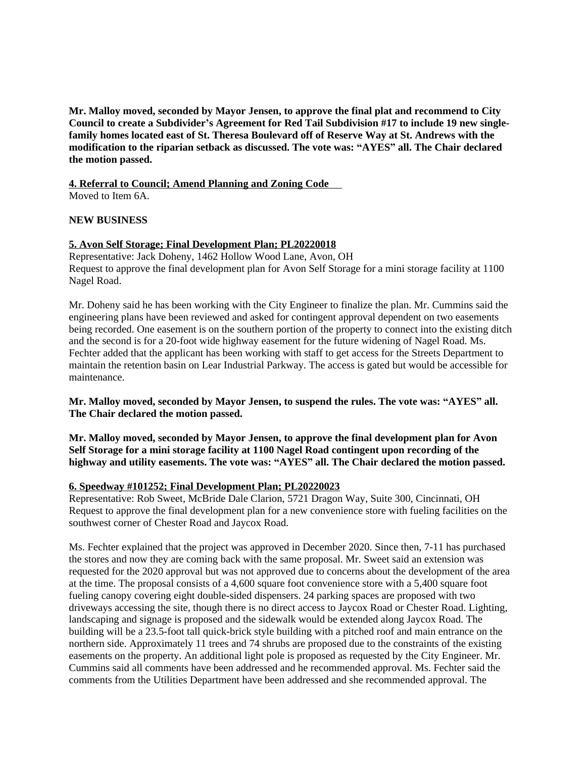**Mr. Malloy moved, seconded by Mayor Jensen, to approve the final plat and recommend to City Council to create a Subdivider's Agreement for Red Tail Subdivision #17 to include 19 new single-family homes located east of St. Theresa Boulevard off of Reserve Way at St. Andrews with the modification to the riparian setback as discussed. The vote was: "AYES" all. The Chair declared the motion passed.**

**4. Referral to Council; Amend Planning and Zoning Code**

Moved to Item 6A.

**NEW BUSINESS**

**5. Avon Self Storage; Final Development Plan; PL20220018**

Representative: Jack Doheny, 1462 Hollow Wood Lane, Avon, OH

Request to approve the final development plan for Avon Self Storage for a mini storage facility at 1100 Nagel Road.

Mr. Doheny said he has been working with the City Engineer to finalize the plan. Mr. Cummins said the engineering plans have been reviewed and asked for contingent approval dependent on two easements being recorded. One easement is on the southern portion of the property to connect into the existing ditch and the second is for a 20-foot wide highway easement for the future widening of Nagel Road. Ms. Fechter added that the applicant has been working with staff to get access for the Streets Department to maintain the retention basin on Lear Industrial Parkway. The access is gated but would be accessible for maintenance.

**Mr. Malloy moved, seconded by Mayor Jensen, to suspend the rules. The vote was: "AYES" all. The Chair declared the motion passed.**

**Mr. Malloy moved, seconded by Mayor Jensen, to approve the final development plan for Avon Self Storage for a mini storage facility at 1100 Nagel Road contingent upon recording of the highway and utility easements. The vote was: "AYES" all. The Chair declared the motion passed.**

**6. Speedway #101252; Final Development Plan; PL20220023**

Representative: Rob Sweet, McBride Dale Clarion, 5721 Dragon Way, Suite 300, Cincinnati, OH

Request to approve the final development plan for a new convenience store with fueling facilities on the southwest corner of Chester Road and Jaycox Road.

Ms. Fechter explained that the project was approved in December 2020. Since then, 7-11 has purchased the stores and now they are coming back with the same proposal. Mr. Sweet said an extension was requested for the 2020 approval but was not approved due to concerns about the development of the area at the time. The proposal consists of a 4,600 square foot convenience store with a 5,400 square foot fueling canopy covering eight double-sided dispensers. 24 parking spaces are proposed with two driveways accessing the site, though there is no direct access to Jaycox Road or Chester Road. Lighting, landscaping and signage is proposed and the sidewalk would be extended along Jaycox Road. The building will be a 23.5-foot tall quick-brick style building with a pitched roof and main entrance on the northern side. Approximately 11 trees and 74 shrubs are proposed due to the constraints of the existing easements on the property. An additional light pole is proposed as requested by the City Engineer. Mr. Cummins said all comments have been addressed and he recommended approval. Ms. Fechter said the comments from the Utilities Department have been addressed and she recommended approval. The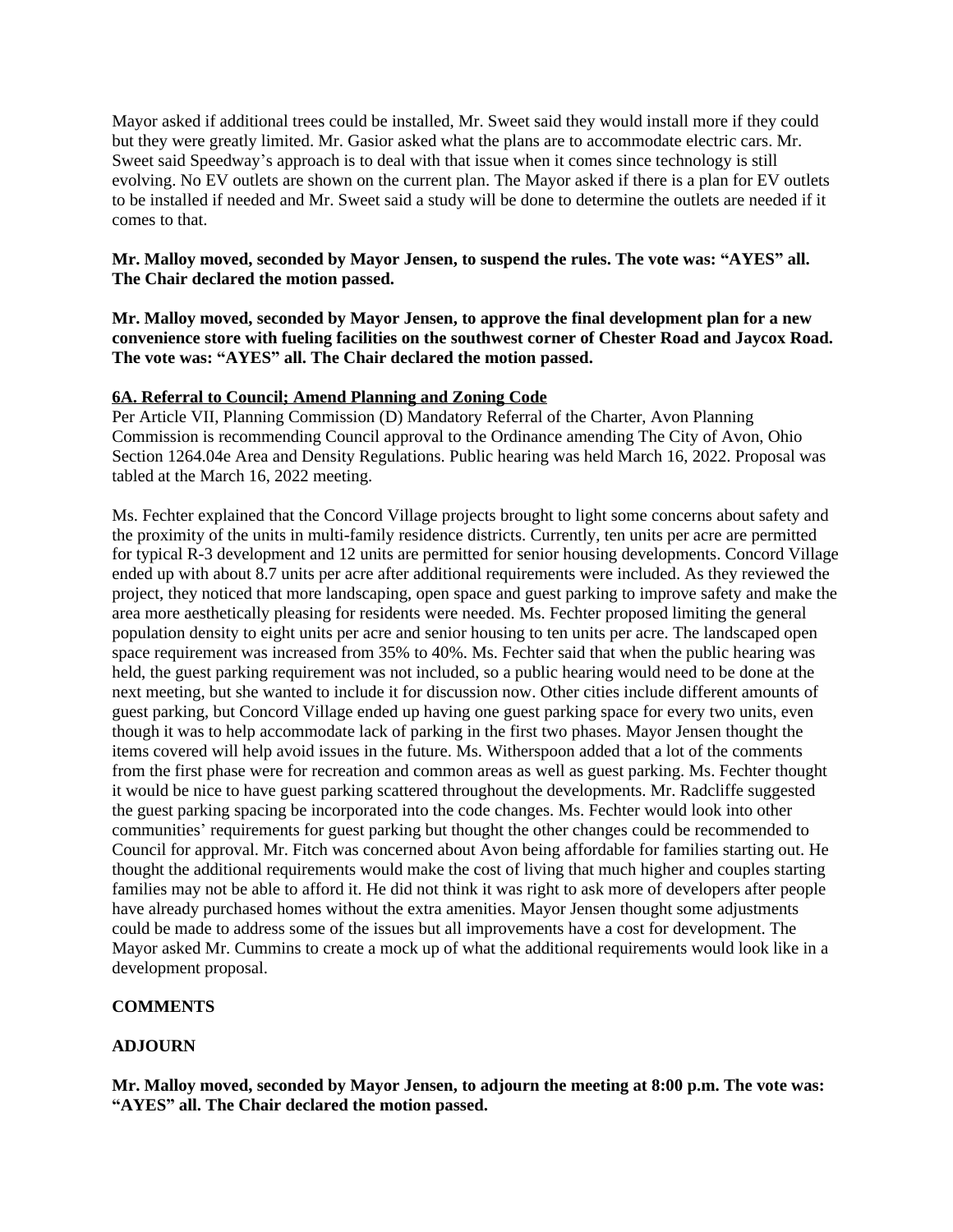Mayor asked if additional trees could be installed, Mr. Sweet said they would install more if they could but they were greatly limited. Mr. Gasior asked what the plans are to accommodate electric cars. Mr. Sweet said Speedway's approach is to deal with that issue when it comes since technology is still evolving. No EV outlets are shown on the current plan. The Mayor asked if there is a plan for EV outlets to be installed if needed and Mr. Sweet said a study will be done to determine the outlets are needed if it comes to that.

**Mr. Malloy moved, seconded by Mayor Jensen, to suspend the rules. The vote was: "AYES" all. The Chair declared the motion passed.**

**Mr. Malloy moved, seconded by Mayor Jensen, to approve the final development plan for a new convenience store with fueling facilities on the southwest corner of Chester Road and Jaycox Road. The vote was: "AYES" all. The Chair declared the motion passed.**

**6A. Referral to Council; Amend Planning and Zoning Code**

Per Article VII, Planning Commission (D) Mandatory Referral of the Charter, Avon Planning Commission is recommending Council approval to the Ordinance amending The City of Avon, Ohio Section 1264.04e Area and Density Regulations. Public hearing was held March 16, 2022. Proposal was tabled at the March 16, 2022 meeting.

Ms. Fechter explained that the Concord Village projects brought to light some concerns about safety and the proximity of the units in multi-family residence districts. Currently, ten units per acre are permitted for typical R-3 development and 12 units are permitted for senior housing developments. Concord Village ended up with about 8.7 units per acre after additional requirements were included. As they reviewed the project, they noticed that more landscaping, open space and guest parking to improve safety and make the area more aesthetically pleasing for residents were needed. Ms. Fechter proposed limiting the general population density to eight units per acre and senior housing to ten units per acre. The landscaped open space requirement was increased from 35% to 40%. Ms. Fechter said that when the public hearing was held, the guest parking requirement was not included, so a public hearing would need to be done at the next meeting, but she wanted to include it for discussion now. Other cities include different amounts of guest parking, but Concord Village ended up having one guest parking space for every two units, even though it was to help accommodate lack of parking in the first two phases. Mayor Jensen thought the items covered will help avoid issues in the future. Ms. Witherspoon added that a lot of the comments from the first phase were for recreation and common areas as well as guest parking. Ms. Fechter thought it would be nice to have guest parking scattered throughout the developments. Mr. Radcliffe suggested the guest parking spacing be incorporated into the code changes. Ms. Fechter would look into other communities' requirements for guest parking but thought the other changes could be recommended to Council for approval. Mr. Fitch was concerned about Avon being affordable for families starting out. He thought the additional requirements would make the cost of living that much higher and couples starting families may not be able to afford it. He did not think it was right to ask more of developers after people have already purchased homes without the extra amenities. Mayor Jensen thought some adjustments could be made to address some of the issues but all improvements have a cost for development. The Mayor asked Mr. Cummins to create a mock up of what the additional requirements would look like in a development proposal.

**COMMENTS**

**ADJOURN**

**Mr. Malloy moved, seconded by Mayor Jensen, to adjourn the meeting at 8:00 p.m. The vote was: "AYES" all. The Chair declared the motion passed.**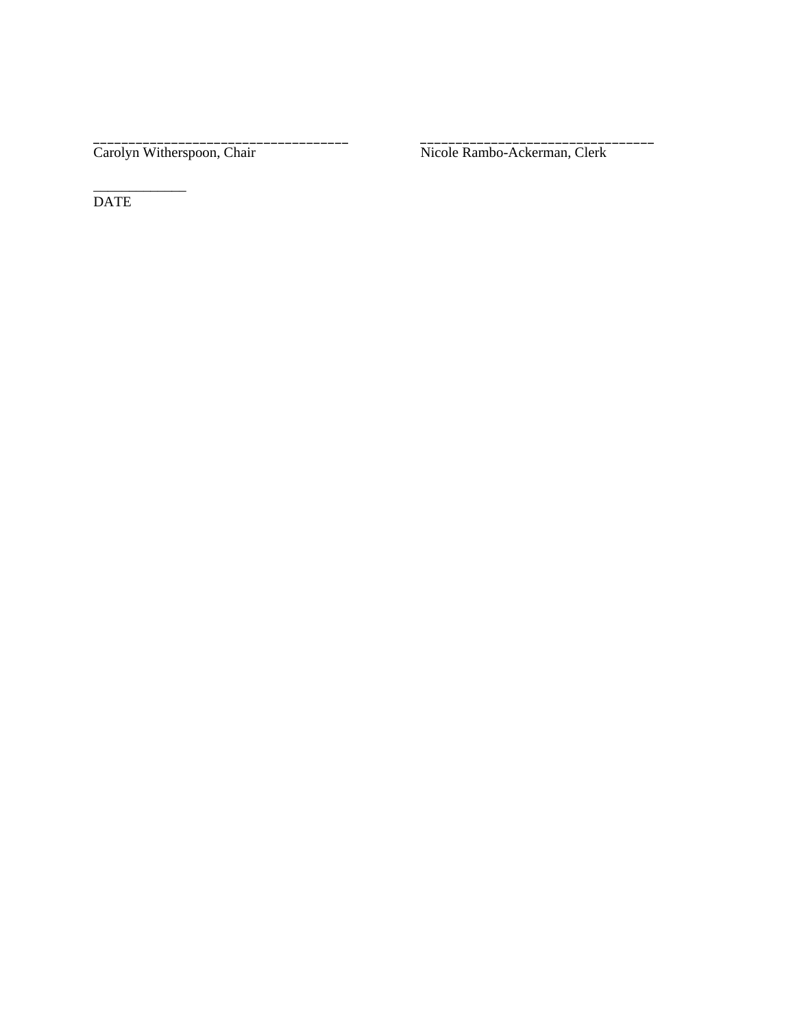\_\_\_\_\_\_\_\_\_\_\_\_\_\_\_\_\_\_\_\_\_\_\_\_\_\_\_\_\_\_\_\_\_\_\_
Carolyn Witherspoon, Chair

\_\_\_\_\_\_\_\_\_\_\_\_\_\_\_\_\_\_\_\_\_\_\_\_\_\_\_\_\_\_\_\_\_\_\_
Nicole Rambo-Ackerman, Clerk

\_\_\_\_\_\_\_\_\_\_\_\_\_
DATE